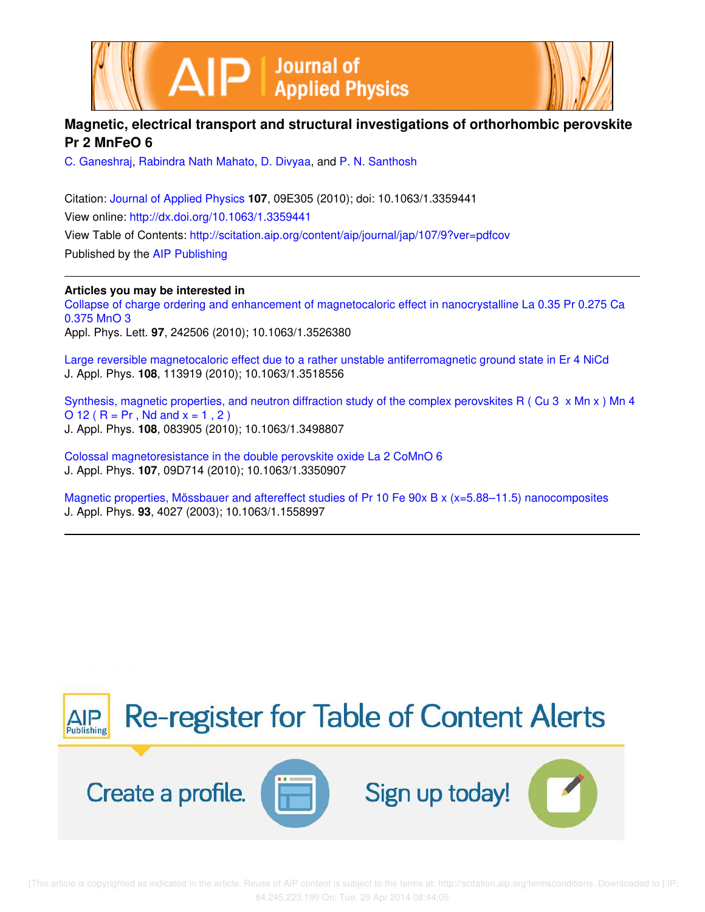# Magnetic, electrical transport and structural investigations of orthorhombic perovskite $Pr_2MnFeO_6$

C. Ganeshraj, Rabindra Nath Mahato, D. Divyaa, and P. N. Santhosh

Citation: Journal of Applied Physics **107**, 09E305 (2010); doi: 10.1063/1.3359441

View online: http://dx.doi.org/10.1063/1.3359441

View Table of Contents: http://scitation.aip.org/content/aip/journal/jap/107/9?ver=pdfcov

Published by the AIP Publishing

**Articles you may be interested in**

Collapse of charge ordering and enhancement of magnetocaloric effect in nanocrystalline $La_{0.35}Pr_{0.275}Ca_{0.375}MnO_3$
Appl. Phys. Lett. **97**, 242506 (2010); 10.1063/1.3526380

Large reversible magnetocaloric effect due to a rather unstable antiferromagnetic ground state in $Er_4NiCd$
J. Appl. Phys. **108**, 113919 (2010); 10.1063/1.3518556

Synthesis, magnetic properties, and neutron diffraction study of the complex perovskites $R(Cu_{3-x}Mn_x)Mn_4O_{12}$ ($R = Pr, Nd$ and $x = 1, 2$)
J. Appl. Phys. **108**, 083905 (2010); 10.1063/1.3498807

Colossal magnetoresistance in the double perovskite oxide $La_2CoMnO_6$
J. Appl. Phys. **107**, 09D714 (2010); 10.1063/1.3350907

Magnetic properties, Mössbauer and aftereffect studies of $Pr_{10}Fe_{90-x}B_x$ (x=5.88–11.5) nanocomposites
J. Appl. Phys. **93**, 4027 (2003); 10.1063/1.1558997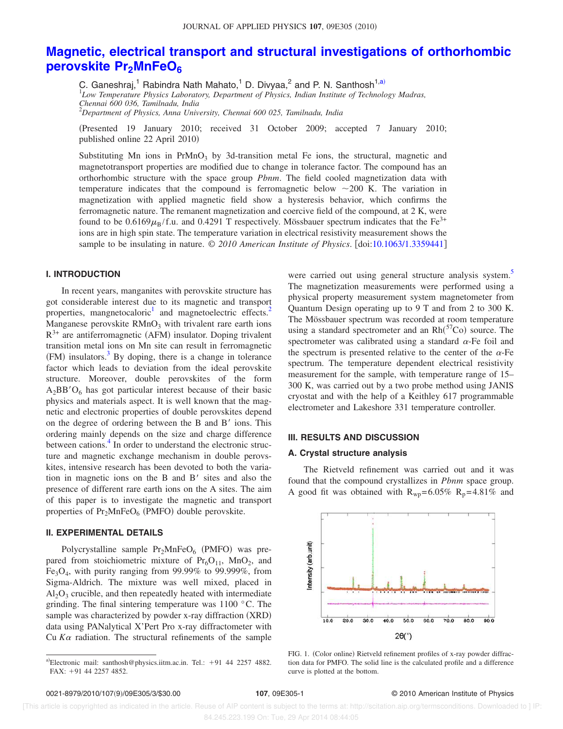# Magnetic, electrical transport and structural investigations of orthorhombic perovskite $Pr_2MnFeO_6$

C. Ganeshraj,[1] Rabindra Nath Mahato,[1] D. Divyaa,[2] and P. N. Santhosh[1,a)]

[1]*Low Temperature Physics Laboratory, Department of Physics, Indian Institute of Technology Madras, Chennai 600 036, Tamilnadu, India*
[2]*Department of Physics, Anna University, Chennai 600 025, Tamilnadu, India*

(Presented 19 January 2010; received 31 October 2009; accepted 7 January 2010; published online 22 April 2010)

Substituting Mn ions in $PrMnO_3$ by 3d-transition metal Fe ions, the structural, magnetic and magnetotransport properties are modified due to change in tolerance factor. The compound has an orthorhombic structure with the space group *Pbnm*. The field cooled magnetization data with temperature indicates that the compound is ferromagnetic below ~200 K. The variation in magnetization with applied magnetic field show a hysteresis behavior, which confirms the ferromagnetic nature. The remanent magnetization and coercive field of the compound, at 2 K, were found to be $0.6169\mu_B$/f.u. and 0.4291 T respectively. Mössbauer spectrum indicates that the $Fe^{3+}$ ions are in high spin state. The temperature variation in electrical resistivity measurement shows the sample to be insulating in nature. © *2010 American Institute of Physics*. [doi:10.1063/1.3359441]

## I. INTRODUCTION

In recent years, manganites with perovskite structure has got considerable interest due to its magnetic and transport properties, mangnetocaloric[1] and magnetoelectric effects.[2] Manganese perovskite $RMnO_3$ with trivalent rare earth ions $R^{3+}$ are antiferromagnetic (AFM) insulator. Doping trivalent transition metal ions on Mn site can result in ferromagnetic (FM) insulators.[3] By doping, there is a change in tolerance factor which leads to deviation from the ideal perovskite structure. Moreover, double perovskites of the form $A_2BB'O_6$ has got particular interest because of their basic physics and materials aspect. It is well known that the magnetic and electronic properties of double perovskites depend on the degree of ordering between the B and B′ ions. This ordering mainly depends on the size and charge difference between cations.[4] In order to understand the electronic structure and magnetic exchange mechanism in double perovskites, intensive research has been devoted to both the variation in magnetic ions on the B and B′ sites and also the presence of different rare earth ions on the A sites. The aim of this paper is to investigate the magnetic and transport properties of $Pr_2MnFeO_6$ (PMFO) double perovskite.

## II. EXPERIMENTAL DETAILS

Polycrystalline sample $Pr_2MnFeO_6$ (PMFO) was prepared from stoichiometric mixture of $Pr_6O_{11}$, $MnO_2$, and $Fe_3O_4$, with purity ranging from 99.99% to 99.999%, from Sigma-Aldrich. The mixture was well mixed, placed in $Al_2O_3$ crucible, and then repeatedly heated with intermediate grinding. The final sintering temperature was 1100 °C. The sample was characterized by powder x-ray diffraction (XRD) data using PANalytical X'Pert Pro x-ray diffractometer with Cu *Kα* radiation. The structural refinements of the sample were carried out using general structure analysis system.[5] The magnetization measurements were performed using a physical property measurement system magnetometer from Quantum Design operating up to 9 T and from 2 to 300 K. The Mössbauer spectrum was recorded at room temperature using a standard spectrometer and an Rh($^{57}$Co) source. The spectrometer was calibrated using a standard *α*-Fe foil and the spectrum is presented relative to the center of the *α*-Fe spectrum. The temperature dependent electrical resistivity measurement for the sample, with temperature range of 15–300 K, was carried out by a two probe method using JANIS cryostat and with the help of a Keithley 617 programmable electrometer and Lakeshore 331 temperature controller.

## III. RESULTS AND DISCUSSION

### A. Crystal structure analysis

The Rietveld refinement was carried out and it was found that the compound crystallizes in *Pbnm* space group. A good fit was obtained with $R_{wp}$=6.05% $R_p$=4.81% and

FIG. 1. (Color online) Rietveld refinement profiles of x-ray powder diffraction data for PMFO. The solid line is the calculated profile and a difference curve is plotted at the bottom.

a)Electronic mail: santhosh@physics.iitm.ac.in. Tel.: +91 44 2257 4882. FAX: +91 44 2257 4852.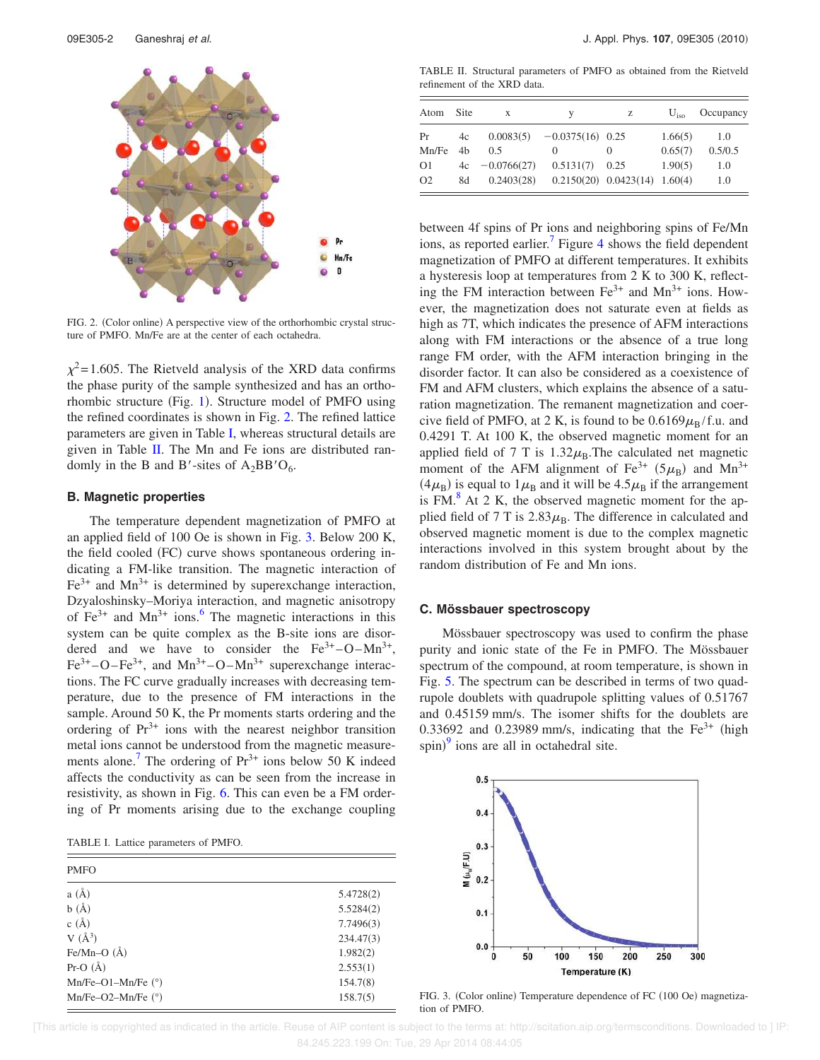FIG. 2. (Color online) A perspective view of the orthorhombic crystal structure of PMFO. Mn/Fe are at the center of each octahedra.

$\chi^2 = 1.605$. The Rietveld analysis of the XRD data confirms the phase purity of the sample synthesized and has an orthorhombic structure (Fig. 1). Structure model of PMFO using the refined coordinates is shown in Fig. 2. The refined lattice parameters are given in Table I, whereas structural details are given in Table II. The Mn and Fe ions are distributed randomly in the B and B′-sites of $A_2BB'O_6$.

### B. Magnetic properties

The temperature dependent magnetization of PMFO at an applied field of 100 Oe is shown in Fig. 3. Below 200 K, the field cooled (FC) curve shows spontaneous ordering indicating a FM-like transition. The magnetic interaction of $Fe^{3+}$ and $Mn^{3+}$ is determined by superexchange interaction, Dzyaloshinsky–Moriya interaction, and magnetic anisotropy of $Fe^{3+}$ and $Mn^{3+}$ ions.[6] The magnetic interactions in this system can be quite complex as the B-site ions are disordered and we have to consider the $Fe^{3+}$–O–$Mn^{3+}$, $Fe^{3+}$–O–$Fe^{3+}$, and $Mn^{3+}$–O–$Mn^{3+}$ superexchange interactions. The FC curve gradually increases with decreasing temperature, due to the presence of FM interactions in the sample. Around 50 K, the Pr moments starts ordering and the ordering of $Pr^{3+}$ ions with the nearest neighbor transition metal ions cannot be understood from the magnetic measurements alone.[7] The ordering of $Pr^{3+}$ ions below 50 K indeed affects the conductivity as can be seen from the increase in resistivity, as shown in Fig. 6. This can even be a FM ordering of Pr moments arising due to the exchange coupling between 4f spins of Pr ions and neighboring spins of Fe/Mn ions, as reported earlier.[7] Figure 4 shows the field dependent magnetization of PMFO at different temperatures. It exhibits a hysteresis loop at temperatures from 2 K to 300 K, reflecting the FM interaction between $Fe^{3+}$ and $Mn^{3+}$ ions. However, the magnetization does not saturate even at fields as high as 7T, which indicates the presence of AFM interactions along with FM interactions or the absence of a true long range FM order, with the AFM interaction bringing in the disorder factor. It can also be considered as a coexistence of FM and AFM clusters, which explains the absence of a saturation magnetization. The remanent magnetization and coercive field of PMFO, at 2 K, is found to be $0.6169\mu_B$/f.u. and 0.4291 T. At 100 K, the observed magnetic moment for an applied field of 7 T is $1.32\mu_B$. The calculated net magnetic moment of the AFM alignment of $Fe^{3+}$ ($5\mu_B$) and $Mn^{3+}$ ($4\mu_B$) is equal to $1\mu_B$ and it will be $4.5\mu_B$ if the arrangement is FM.[8] At 2 K, the observed magnetic moment for the applied field of 7 T is $2.83\mu_B$. The difference in calculated and observed magnetic moment is due to the complex magnetic interactions involved in this system brought about by the random distribution of Fe and Mn ions.

TABLE I. Lattice parameters of PMFO.

| PMFO | |
|---|---|
| a (Å) | 5.4728(2) |
| b (Å) | 5.5284(2) |
| c (Å) | 7.7496(3) |
| V (Å$^3$) | 234.47(3) |
| Fe/Mn–O (Å) | 1.982(2) |
| Pr-O (Å) | 2.553(1) |
| Mn/Fe–O1–Mn/Fe (°) | 154.7(8) |
| Mn/Fe–O2–Mn/Fe (°) | 158.7(5) |

TABLE II. Structural parameters of PMFO as obtained from the Rietveld refinement of the XRD data.

| Atom | Site | x | y | z | $U_{iso}$ | Occupancy |
|---|---|---|---|---|---|---|
| Pr | 4c | 0.0083(5) | −0.0375(16) | 0.25 | 1.66(5) | 1.0 |
| Mn/Fe | 4b | 0.5 | 0 | 0 | 0.65(7) | 0.5/0.5 |
| O1 | 4c | −0.0766(27) | 0.5131(7) | 0.25 | 1.90(5) | 1.0 |
| O2 | 8d | 0.2403(28) | 0.2150(20) | 0.0423(14) | 1.60(4) | 1.0 |

### C. Mössbauer spectroscopy

Mössbauer spectroscopy was used to confirm the phase purity and ionic state of the Fe in PMFO. The Mössbauer spectrum of the compound, at room temperature, is shown in Fig. 5. The spectrum can be described in terms of two quadrupole doublets with quadrupole splitting values of 0.51767 and 0.45159 mm/s. The isomer shifts for the doublets are 0.33692 and 0.23989 mm/s, indicating that the $Fe^{3+}$ (high spin)[9] ions are all in octahedral site.

FIG. 3. (Color online) Temperature dependence of FC (100 Oe) magnetization of PMFO.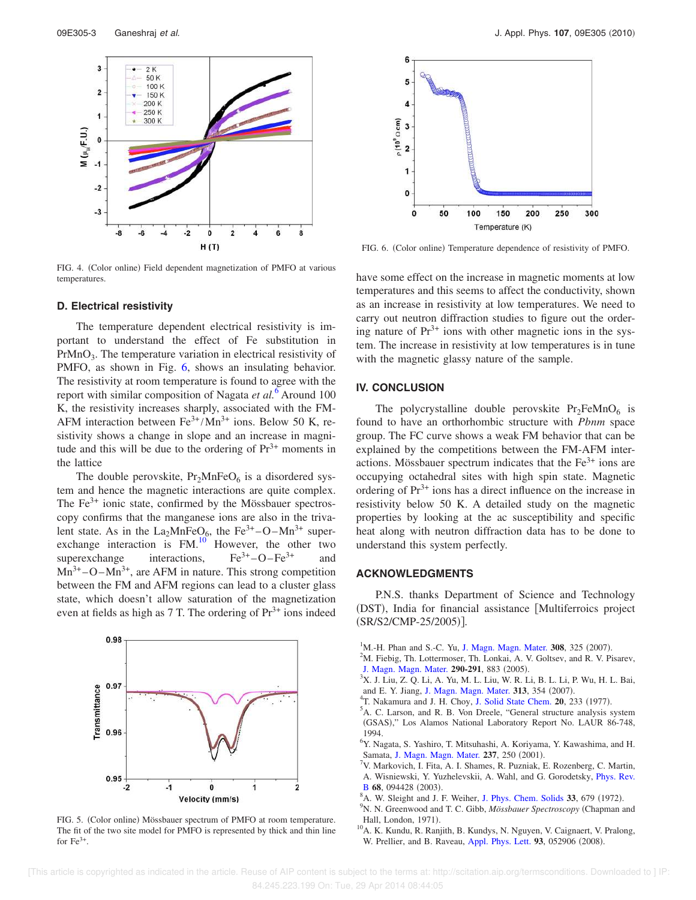2 K
50 K
100 K
150 K
200 K
250 K
300 K

M ($\mu_B$/F.U.)

H (T)

FIG. 4. (Color online) Field dependent magnetization of PMFO at various temperatures.

### D. Electrical resistivity

The temperature dependent electrical resistivity is important to understand the effect of Fe substitution in $PrMnO_3$. The temperature variation in electrical resistivity of PMFO, as shown in Fig. 6, shows an insulating behavior. The resistivity at room temperature is found to agree with the report with similar composition of Nagata *et al.*[6] Around 100 K, the resistivity increases sharply, associated with the FM-AFM interaction between $Fe^{3+}/Mn^{3+}$ ions. Below 50 K, resistivity shows a change in slope and an increase in magnitude and this will be due to the ordering of $Pr^{3+}$ moments in the lattice

The double perovskite, $Pr_2MnFeO_6$ is a disordered system and hence the magnetic interactions are quite complex. The $Fe^{3+}$ ionic state, confirmed by the Mössbauer spectroscopy confirms that the manganese ions are also in the trivalent state. As in the $La_2MnFeO_6$, the $Fe^{3+}$–O–$Mn^{3+}$ superexchange interaction is FM.[10] However, the other two superexchange interactions, $Fe^{3+}$–O–$Fe^{3+}$ and $Mn^{3+}$–O–$Mn^{3+}$, are AFM in nature. This strong competition between the FM and AFM regions can lead to a cluster glass state, which doesn't allow saturation of the magnetization even at fields as high as 7 T. The ordering of $Pr^{3+}$ ions indeed have some effect on the increase in magnetic moments at low temperatures and this seems to affect the conductivity, shown as an increase in resistivity at low temperatures. We need to carry out neutron diffraction studies to figure out the ordering nature of $Pr^{3+}$ ions with other magnetic ions in the system. The increase in resistivity at low temperatures is in tune with the magnetic glassy nature of the sample.

Transmittance

Velocity (mm/s)

FIG. 5. (Color online) Mössbauer spectrum of PMFO at room temperature. The fit of the two site model for PMFO is represented by thick and thin line for $Fe^{3+}$.

$\rho$ ($10^3$ $\Omega$ cm)

Temperature (K)

FIG. 6. (Color online) Temperature dependence of resistivity of PMFO.

## IV. CONCLUSION

The polycrystalline double perovskite $Pr_2FeMnO_6$ is found to have an orthorhombic structure with *Pbnm* space group. The FC curve shows a weak FM behavior that can be explained by the competitions between the FM-AFM interactions. Mössbauer spectrum indicates that the $Fe^{3+}$ ions are occupying octahedral sites with high spin state. Magnetic ordering of $Pr^{3+}$ ions has a direct influence on the increase in resistivity below 50 K. A detailed study on the magnetic properties by looking at the ac susceptibility and specific heat along with neutron diffraction data has to be done to understand this system perfectly.

## ACKNOWLEDGMENTS

P.N.S. thanks Department of Science and Technology (DST), India for financial assistance [Multiferroics project (SR/S2/CMP-25/2005)].

[1] M.-H. Phan and S.-C. Yu, J. Magn. Magn. Mater. **308**, 325 (2007).
[2] M. Fiebig, Th. Lottermoser, Th. Lonkai, A. V. Goltsev, and R. V. Pisarev, J. Magn. Magn. Mater. **290-291**, 883 (2005).
[3] X. J. Liu, Z. Q. Li, A. Yu, M. L. Liu, W. R. Li, B. L. Li, P. Wu, H. L. Bai, and E. Y. Jiang, J. Magn. Magn. Mater. **313**, 354 (2007).
[4] T. Nakamura and J. H. Choy, J. Solid State Chem. **20**, 233 (1977).
[5] A. C. Larson, and R. B. Von Dreele, "General structure analysis system (GSAS)," Los Alamos National Laboratory Report No. LAUR 86-748, 1994.
[6] Y. Nagata, S. Yashiro, T. Mitsuhashi, A. Koriyama, Y. Kawashima, and H. Samata, J. Magn. Magn. Mater. **237**, 250 (2001).
[7] V. Markovich, I. Fita, A. I. Shames, R. Puzniak, E. Rozenberg, C. Martin, A. Wisniewski, Y. Yuzhelevskii, A. Wahl, and G. Gorodetsky, Phys. Rev. B **68**, 094428 (2003).
[8] A. W. Sleight and J. F. Weiher, J. Phys. Chem. Solids **33**, 679 (1972).
[9] N. N. Greenwood and T. C. Gibb, *Mössbauer Spectroscopy* (Chapman and Hall, London, 1971).
[10] A. K. Kundu, R. Ranjith, B. Kundys, N. Nguyen, V. Caignaert, V. Pralong, W. Prellier, and B. Raveau, Appl. Phys. Lett. **93**, 052906 (2008).